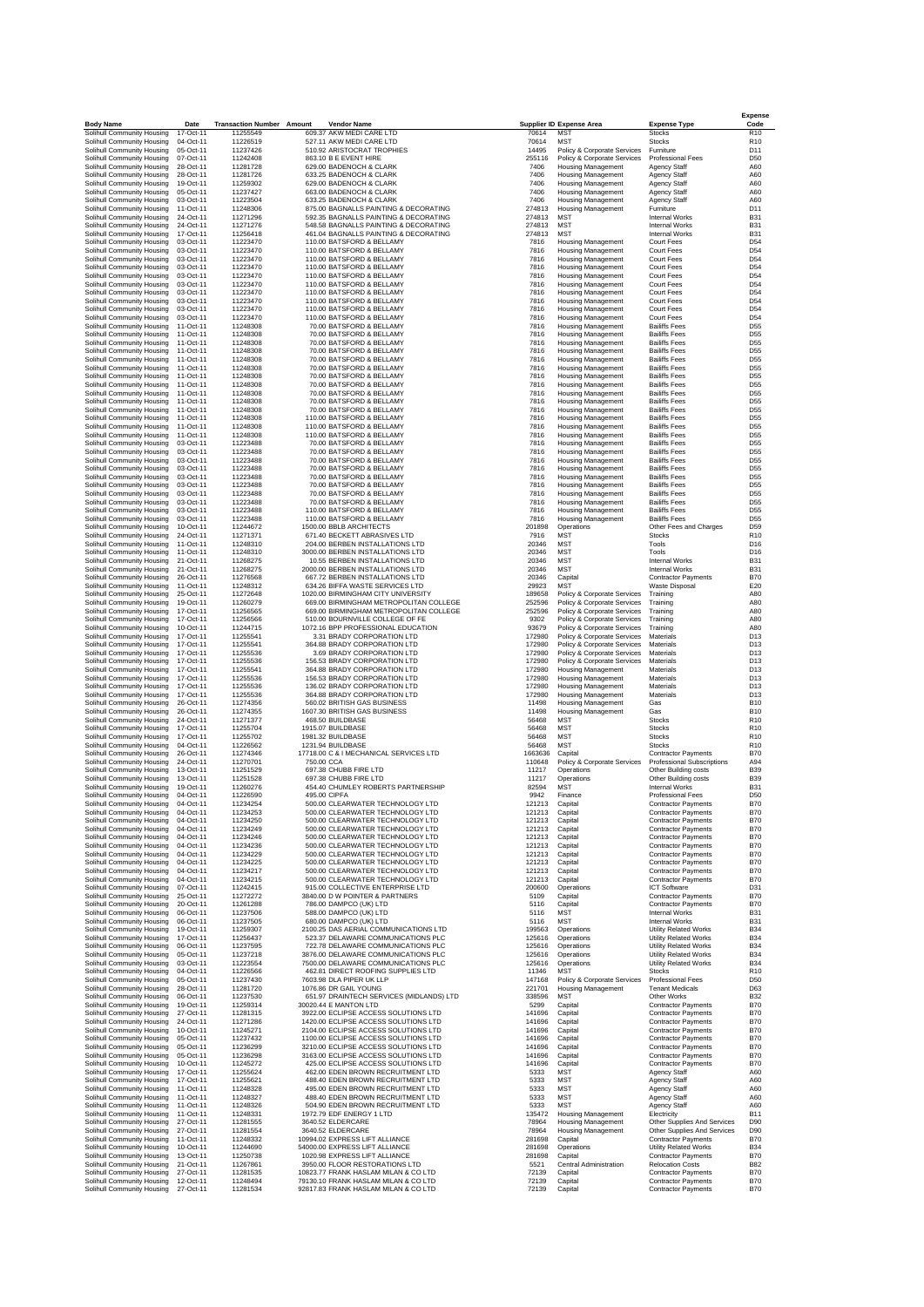| Body Name | Date | Transaction Number | Amount | Vendor Name | Supplier ID | Expense Area | Expense Type | Expense Code |
|---|---|---|---|---|---|---|---|---|
| Solihull Community Housing | 17-Oct-11 | 11255549 | 609.37 | AKW MEDI CARE LTD | 70614 | MST | Stocks | R10 |
| Solihull Community Housing | 04-Oct-11 | 11226519 | 527.11 | AKW MEDI CARE LTD | 70614 | MST | Stocks | R10 |
| Solihull Community Housing | 05-Oct-11 | 11237426 | 510.92 | ARISTOCRAT TROPHIES | 14495 | Policy & Corporate Services | Furniture | D11 |
| Solihull Community Housing | 07-Oct-11 | 11242408 | 863.10 | B E EVENT HIRE | 255116 | Policy & Corporate Services | Professional Fees | D50 |
| Solihull Community Housing | 28-Oct-11 | 11281728 | 629.00 | BADENOCH & CLARK | 7406 | Housing Management | Agency Staff | A60 |
| Solihull Community Housing | 28-Oct-11 | 11281726 | 633.25 | BADENOCH & CLARK | 7406 | Housing Management | Agency Staff | A60 |
| Solihull Community Housing | 19-Oct-11 | 11259302 | 629.00 | BADENOCH & CLARK | 7406 | Housing Management | Agency Staff | A60 |
| Solihull Community Housing | 05-Oct-11 | 11237427 | 663.00 | BADENOCH & CLARK | 7406 | Housing Management | Agency Staff | A60 |
| Solihull Community Housing | 03-Oct-11 | 11223504 | 633.25 | BADENOCH & CLARK | 7406 | Housing Management | Agency Staff | A60 |
| Solihull Community Housing | 11-Oct-11 | 11248306 | 875.00 | BAGNALLS PAINTING & DECORATING | 274813 | Housing Management | Furniture | D11 |
| Solihull Community Housing | 24-Oct-11 | 11271296 | 592.35 | BAGNALLS PAINTING & DECORATING | 274813 | MST | Internal Works | B31 |
| Solihull Community Housing | 24-Oct-11 | 11271276 | 548.58 | BAGNALLS PAINTING & DECORATING | 274813 | MST | Internal Works | B31 |
| Solihull Community Housing | 17-Oct-11 | 11256418 | 461.04 | BAGNALLS PAINTING & DECORATING | 274813 | MST | Internal Works | B31 |
| Solihull Community Housing | 03-Oct-11 | 11223470 | 110.00 | BATSFORD & BELLAMY | 7816 | Housing Management | Court Fees | D54 |
| Solihull Community Housing | 03-Oct-11 | 11223470 | 110.00 | BATSFORD & BELLAMY | 7816 | Housing Management | Court Fees | D54 |
| Solihull Community Housing | 03-Oct-11 | 11223470 | 110.00 | BATSFORD & BELLAMY | 7816 | Housing Management | Court Fees | D54 |
| Solihull Community Housing | 03-Oct-11 | 11223470 | 110.00 | BATSFORD & BELLAMY | 7816 | Housing Management | Court Fees | D54 |
| Solihull Community Housing | 03-Oct-11 | 11223470 | 110.00 | BATSFORD & BELLAMY | 7816 | Housing Management | Court Fees | D54 |
| Solihull Community Housing | 03-Oct-11 | 11223470 | 110.00 | BATSFORD & BELLAMY | 7816 | Housing Management | Court Fees | D54 |
| Solihull Community Housing | 03-Oct-11 | 11223470 | 110.00 | BATSFORD & BELLAMY | 7816 | Housing Management | Court Fees | D54 |
| Solihull Community Housing | 03-Oct-11 | 11223470 | 110.00 | BATSFORD & BELLAMY | 7816 | Housing Management | Court Fees | D54 |
| Solihull Community Housing | 03-Oct-11 | 11223470 | 110.00 | BATSFORD & BELLAMY | 7816 | Housing Management | Court Fees | D54 |
| Solihull Community Housing | 03-Oct-11 | 11223470 | 110.00 | BATSFORD & BELLAMY | 7816 | Housing Management | Court Fees | D54 |
| Solihull Community Housing | 11-Oct-11 | 11248308 | 70.00 | BATSFORD & BELLAMY | 7816 | Housing Management | Bailiffs Fees | D55 |
| Solihull Community Housing | 11-Oct-11 | 11248308 | 70.00 | BATSFORD & BELLAMY | 7816 | Housing Management | Bailiffs Fees | D55 |
| Solihull Community Housing | 11-Oct-11 | 11248308 | 70.00 | BATSFORD & BELLAMY | 7816 | Housing Management | Bailiffs Fees | D55 |
| Solihull Community Housing | 11-Oct-11 | 11248308 | 70.00 | BATSFORD & BELLAMY | 7816 | Housing Management | Bailiffs Fees | D55 |
| Solihull Community Housing | 11-Oct-11 | 11248308 | 70.00 | BATSFORD & BELLAMY | 7816 | Housing Management | Bailiffs Fees | D55 |
| Solihull Community Housing | 11-Oct-11 | 11248308 | 70.00 | BATSFORD & BELLAMY | 7816 | Housing Management | Bailiffs Fees | D55 |
| Solihull Community Housing | 11-Oct-11 | 11248308 | 70.00 | BATSFORD & BELLAMY | 7816 | Housing Management | Bailiffs Fees | D55 |
| Solihull Community Housing | 11-Oct-11 | 11248308 | 70.00 | BATSFORD & BELLAMY | 7816 | Housing Management | Bailiffs Fees | D55 |
| Solihull Community Housing | 11-Oct-11 | 11248308 | 70.00 | BATSFORD & BELLAMY | 7816 | Housing Management | Bailiffs Fees | D55 |
| Solihull Community Housing | 11-Oct-11 | 11248308 | 70.00 | BATSFORD & BELLAMY | 7816 | Housing Management | Bailiffs Fees | D55 |
| Solihull Community Housing | 11-Oct-11 | 11248308 | 70.00 | BATSFORD & BELLAMY | 7816 | Housing Management | Bailiffs Fees | D55 |
| Solihull Community Housing | 11-Oct-11 | 11248308 | 110.00 | BATSFORD & BELLAMY | 7816 | Housing Management | Bailiffs Fees | D55 |
| Solihull Community Housing | 11-Oct-11 | 11248308 | 110.00 | BATSFORD & BELLAMY | 7816 | Housing Management | Bailiffs Fees | D55 |
| Solihull Community Housing | 11-Oct-11 | 11248308 | 110.00 | BATSFORD & BELLAMY | 7816 | Housing Management | Bailiffs Fees | D55 |
| Solihull Community Housing | 03-Oct-11 | 11223488 | 70.00 | BATSFORD & BELLAMY | 7816 | Housing Management | Bailiffs Fees | D55 |
| Solihull Community Housing | 03-Oct-11 | 11223488 | 70.00 | BATSFORD & BELLAMY | 7816 | Housing Management | Bailiffs Fees | D55 |
| Solihull Community Housing | 03-Oct-11 | 11223488 | 70.00 | BATSFORD & BELLAMY | 7816 | Housing Management | Bailiffs Fees | D55 |
| Solihull Community Housing | 03-Oct-11 | 11223488 | 70.00 | BATSFORD & BELLAMY | 7816 | Housing Management | Bailiffs Fees | D55 |
| Solihull Community Housing | 03-Oct-11 | 11223488 | 70.00 | BATSFORD & BELLAMY | 7816 | Housing Management | Bailiffs Fees | D55 |
| Solihull Community Housing | 03-Oct-11 | 11223488 | 70.00 | BATSFORD & BELLAMY | 7816 | Housing Management | Bailiffs Fees | D55 |
| Solihull Community Housing | 03-Oct-11 | 11223488 | 70.00 | BATSFORD & BELLAMY | 7816 | Housing Management | Bailiffs Fees | D55 |
| Solihull Community Housing | 03-Oct-11 | 11223488 | 70.00 | BATSFORD & BELLAMY | 7816 | Housing Management | Bailiffs Fees | D55 |
| Solihull Community Housing | 03-Oct-11 | 11223488 | 70.00 | BATSFORD & BELLAMY | 7816 | Housing Management | Bailiffs Fees | D55 |
| Solihull Community Housing | 03-Oct-11 | 11223488 | 110.00 | BATSFORD & BELLAMY | 7816 | Housing Management | Bailiffs Fees | D55 |
| Solihull Community Housing | 03-Oct-11 | 11223488 | 110.00 | BATSFORD & BELLAMY | 7816 | Housing Management | Bailiffs Fees | D55 |
| Solihull Community Housing | 10-Oct-11 | 11244672 | 1500.00 | BBLB ARCHITECTS | 201898 | Operations | Other Fees and Charges | D59 |
| Solihull Community Housing | 24-Oct-11 | 11271371 | 671.40 | BECKETT ABRASIVES LTD | 7916 | MST | Stocks | R10 |
| Solihull Community Housing | 11-Oct-11 | 11248310 | 204.00 | BERBEN INSTALLATIONS LTD | 20346 | MST | Tools | D16 |
| Solihull Community Housing | 11-Oct-11 | 11248310 | 3000.00 | BERBEN INSTALLATIONS LTD | 20346 | MST | Tools | D16 |
| Solihull Community Housing | 21-Oct-11 | 11268275 | 10.55 | BERBEN INSTALLATIONS LTD | 20346 | MST | Internal Works | B31 |
| Solihull Community Housing | 21-Oct-11 | 11268275 | 2000.00 | BERBEN INSTALLATIONS LTD | 20346 | MST | Internal Works | B31 |
| Solihull Community Housing | 26-Oct-11 | 11276568 | 667.72 | BERBEN INSTALLATIONS LTD | 20346 | Capital | Contractor Payments | B70 |
| Solihull Community Housing | 11-Oct-11 | 11248312 | 634.26 | BIFFA WASTE SERVICES LTD | 29923 | MST | Waste Disposal | E20 |
| Solihull Community Housing | 25-Oct-11 | 11272648 | 1020.00 | BIRMINGHAM CITY UNIVERSITY | 189658 | Policy & Corporate Services | Training | A80 |
| Solihull Community Housing | 19-Oct-11 | 11260279 | 669.00 | BIRMINGHAM METROPOLITAN COLLEGE | 252596 | Policy & Corporate Services | Training | A80 |
| Solihull Community Housing | 17-Oct-11 | 11256565 | 669.00 | BIRMINGHAM METROPOLITAN COLLEGE | 252596 | Policy & Corporate Services | Training | A80 |
| Solihull Community Housing | 17-Oct-11 | 11256566 | 510.00 | BOURNVILLE COLLEGE OF FE | 9302 | Policy & Corporate Services | Training | A80 |
| Solihull Community Housing | 10-Oct-11 | 11244715 | 1072.16 | BPP PROFESSIONAL EDUCATION | 93679 | Policy & Corporate Services | Training | A80 |
| Solihull Community Housing | 17-Oct-11 | 11255541 | 3.31 | BRADY CORPORATION LTD | 172980 | Policy & Corporate Services | Materials | D13 |
| Solihull Community Housing | 17-Oct-11 | 11255541 | 364.88 | BRADY CORPORATION LTD | 172980 | Policy & Corporate Services | Materials | D13 |
| Solihull Community Housing | 17-Oct-11 | 11255536 | 3.69 | BRADY CORPORATION LTD | 172980 | Policy & Corporate Services | Materials | D13 |
| Solihull Community Housing | 17-Oct-11 | 11255536 | 156.53 | BRADY CORPORATION LTD | 172980 | Policy & Corporate Services | Materials | D13 |
| Solihull Community Housing | 17-Oct-11 | 11255541 | 364.88 | BRADY CORPORATION LTD | 172980 | Housing Management | Materials | D13 |
| Solihull Community Housing | 17-Oct-11 | 11255536 | 156.53 | BRADY CORPORATION LTD | 172980 | Housing Management | Materials | D13 |
| Solihull Community Housing | 17-Oct-11 | 11255536 | 136.02 | BRADY CORPORATION LTD | 172980 | Housing Management | Materials | D13 |
| Solihull Community Housing | 17-Oct-11 | 11255536 | 364.88 | BRADY CORPORATION LTD | 172980 | Housing Management | Materials | D13 |
| Solihull Community Housing | 26-Oct-11 | 11274356 | 560.02 | BRITISH GAS BUSINESS | 11498 | Housing Management | Gas | B10 |
| Solihull Community Housing | 26-Oct-11 | 11274355 | 1607.30 | BRITISH GAS BUSINESS | 11498 | Housing Management | Gas | B10 |
| Solihull Community Housing | 24-Oct-11 | 11271377 | 468.50 | BUILDBASE | 56468 | MST | Stocks | R10 |
| Solihull Community Housing | 17-Oct-11 | 11255704 | 1915.07 | BUILDBASE | 56468 | MST | Stocks | R10 |
| Solihull Community Housing | 17-Oct-11 | 11255702 | 1981.32 | BUILDBASE | 56468 | MST | Stocks | R10 |
| Solihull Community Housing | 04-Oct-11 | 11226562 | 1231.94 | BUILDBASE | 56468 | MST | Stocks | R10 |
| Solihull Community Housing | 26-Oct-11 | 11274346 | 17718.00 | C & I MECHANICAL SERVICES LTD | 1663636 | Capital | Contractor Payments | B70 |
| Solihull Community Housing | 24-Oct-11 | 11270701 | 750.00 | CCA | 110648 | Policy & Corporate Services | Professional Subscriptions | A94 |
| Solihull Community Housing | 13-Oct-11 | 11251529 | 697.38 | CHUBB FIRE LTD | 11217 | Operations | Other Building costs | B39 |
| Solihull Community Housing | 13-Oct-11 | 11251528 | 697.38 | CHUBB FIRE LTD | 11217 | Operations | Other Building costs | B39 |
| Solihull Community Housing | 19-Oct-11 | 11260276 | 454.40 | CHUMLEY ROBERTS PARTNERSHIP | 82594 | MST | Internal Works | B31 |
| Solihull Community Housing | 04-Oct-11 | 11226590 | 495.00 | CIPFA | 9942 | Finance | Professional Fees | D50 |
| Solihull Community Housing | 04-Oct-11 | 11234254 | 500.00 | CLEARWATER TECHNOLOGY LTD | 121213 | Capital | Contractor Payments | B70 |
| Solihull Community Housing | 04-Oct-11 | 11234253 | 500.00 | CLEARWATER TECHNOLOGY LTD | 121213 | Capital | Contractor Payments | B70 |
| Solihull Community Housing | 04-Oct-11 | 11234250 | 500.00 | CLEARWATER TECHNOLOGY LTD | 121213 | Capital | Contractor Payments | B70 |
| Solihull Community Housing | 04-Oct-11 | 11234249 | 500.00 | CLEARWATER TECHNOLOGY LTD | 121213 | Capital | Contractor Payments | B70 |
| Solihull Community Housing | 04-Oct-11 | 11234246 | 500.00 | CLEARWATER TECHNOLOGY LTD | 121213 | Capital | Contractor Payments | B70 |
| Solihull Community Housing | 04-Oct-11 | 11234236 | 500.00 | CLEARWATER TECHNOLOGY LTD | 121213 | Capital | Contractor Payments | B70 |
| Solihull Community Housing | 04-Oct-11 | 11234229 | 500.00 | CLEARWATER TECHNOLOGY LTD | 121213 | Capital | Contractor Payments | B70 |
| Solihull Community Housing | 04-Oct-11 | 11234225 | 500.00 | CLEARWATER TECHNOLOGY LTD | 121213 | Capital | Contractor Payments | B70 |
| Solihull Community Housing | 04-Oct-11 | 11234217 | 500.00 | CLEARWATER TECHNOLOGY LTD | 121213 | Capital | Contractor Payments | B70 |
| Solihull Community Housing | 04-Oct-11 | 11234215 | 500.00 | CLEARWATER TECHNOLOGY LTD | 121213 | Capital | Contractor Payments | B70 |
| Solihull Community Housing | 07-Oct-11 | 11242415 | 915.00 | COLLECTIVE ENTERPRISE LTD | 200600 | Operations | ICT Software | D31 |
| Solihull Community Housing | 25-Oct-11 | 11272272 | 3840.00 | D W POINTER & PARTNERS | 5109 | Capital | Contractor Payments | B70 |
| Solihull Community Housing | 20-Oct-11 | 11261288 | 786.00 | DAMPCO (UK) LTD | 5116 | Capital | Contractor Payments | B70 |
| Solihull Community Housing | 06-Oct-11 | 11237506 | 588.00 | DAMPCO (UK) LTD | 5116 | MST | Internal Works | B31 |
| Solihull Community Housing | 06-Oct-11 | 11237505 | 680.00 | DAMPCO (UK) LTD | 5116 | MST | Internal Works | B31 |
| Solihull Community Housing | 19-Oct-11 | 11259307 | 2100.25 | DAS AERIAL COMMUNICATIONS LTD | 199563 | Operations | Utility Related Works | B34 |
| Solihull Community Housing | 17-Oct-11 | 11256437 | 523.37 | DELAWARE COMMUNICATIONS PLC | 125616 | Operations | Utility Related Works | B34 |
| Solihull Community Housing | 06-Oct-11 | 11237595 | 722.78 | DELAWARE COMMUNICATIONS PLC | 125616 | Operations | Utility Related Works | B34 |
| Solihull Community Housing | 05-Oct-11 | 11237218 | 3876.00 | DELAWARE COMMUNICATIONS PLC | 125616 | Operations | Utility Related Works | B34 |
| Solihull Community Housing | 03-Oct-11 | 11223554 | 7500.00 | DELAWARE COMMUNICATIONS PLC | 125616 | Operations | Utility Related Works | B34 |
| Solihull Community Housing | 04-Oct-11 | 11226566 | 462.81 | DIRECT ROOFING SUPPLIES LTD | 11346 | MST | Stocks | R10 |
| Solihull Community Housing | 05-Oct-11 | 11237430 | 7603.98 | DLA PIPER UK LLP | 147168 | Policy & Corporate Services | Professional Fees | D50 |
| Solihull Community Housing | 28-Oct-11 | 11281720 | 1076.86 | DR GAIL YOUNG | 221701 | Housing Management | Tenant Medicals | D63 |
| Solihull Community Housing | 06-Oct-11 | 11237530 | 651.97 | DRAINTECH SERVICES (MIDLANDS) LTD | 338596 | MST | Other Works | B32 |
| Solihull Community Housing | 19-Oct-11 | 11259314 | 30020.44 | E MANTON LTD | 5299 | Capital | Contractor Payments | B70 |
| Solihull Community Housing | 27-Oct-11 | 11281315 | 3922.00 | ECLIPSE ACCESS SOLUTIONS LTD | 141696 | Capital | Contractor Payments | B70 |
| Solihull Community Housing | 24-Oct-11 | 11271286 | 1420.00 | ECLIPSE ACCESS SOLUTIONS LTD | 141696 | Capital | Contractor Payments | B70 |
| Solihull Community Housing | 10-Oct-11 | 11245271 | 2104.00 | ECLIPSE ACCESS SOLUTIONS LTD | 141696 | Capital | Contractor Payments | B70 |
| Solihull Community Housing | 05-Oct-11 | 11237432 | 1100.00 | ECLIPSE ACCESS SOLUTIONS LTD | 141696 | Capital | Contractor Payments | B70 |
| Solihull Community Housing | 05-Oct-11 | 11236299 | 3210.00 | ECLIPSE ACCESS SOLUTIONS LTD | 141696 | Capital | Contractor Payments | B70 |
| Solihull Community Housing | 05-Oct-11 | 11236298 | 3163.00 | ECLIPSE ACCESS SOLUTIONS LTD | 141696 | Capital | Contractor Payments | B70 |
| Solihull Community Housing | 10-Oct-11 | 11245272 | 425.00 | ECLIPSE ACCESS SOLUTIONS LTD | 141696 | Capital | Contractor Payments | B70 |
| Solihull Community Housing | 17-Oct-11 | 11255624 | 462.00 | EDEN BROWN RECRUITMENT LTD | 5333 | MST | Agency Staff | A60 |
| Solihull Community Housing | 17-Oct-11 | 11255621 | 488.40 | EDEN BROWN RECRUITMENT LTD | 5333 | MST | Agency Staff | A60 |
| Solihull Community Housing | 11-Oct-11 | 11248328 | 495.00 | EDEN BROWN RECRUITMENT LTD | 5333 | MST | Agency Staff | A60 |
| Solihull Community Housing | 11-Oct-11 | 11248327 | 488.40 | EDEN BROWN RECRUITMENT LTD | 5333 | MST | Agency Staff | A60 |
| Solihull Community Housing | 11-Oct-11 | 11248326 | 504.90 | EDEN BROWN RECRUITMENT LTD | 5333 | MST | Agency Staff | A60 |
| Solihull Community Housing | 11-Oct-11 | 11248331 | 1972.79 | EDF ENERGY 1 LTD | 135472 | Housing Management | Electricity | B11 |
| Solihull Community Housing | 27-Oct-11 | 11281555 | 3640.52 | ELDERCARE | 78964 | Housing Management | Other Supplies And Services | D90 |
| Solihull Community Housing | 27-Oct-11 | 11281554 | 3640.52 | ELDERCARE | 78964 | Housing Management | Other Supplies And Services | D90 |
| Solihull Community Housing | 11-Oct-11 | 11248332 | 10994.02 | EXPRESS LIFT ALLIANCE | 281698 | Capital | Contractor Payments | B70 |
| Solihull Community Housing | 10-Oct-11 | 11244690 | 54000.00 | EXPRESS LIFT ALLIANCE | 281698 | Operations | Utility Related Works | B34 |
| Solihull Community Housing | 13-Oct-11 | 11250738 | 1020.98 | EXPRESS LIFT ALLIANCE | 281698 | Capital | Contractor Payments | B70 |
| Solihull Community Housing | 21-Oct-11 | 11267861 | 3950.00 | FLOOR RESTORATIONS LTD | 5521 | Central Administration | Relocation Costs | B82 |
| Solihull Community Housing | 27-Oct-11 | 11281535 | 10823.77 | FRANK HASLAM MILAN & CO LTD | 72139 | Capital | Contractor Payments | B70 |
| Solihull Community Housing | 12-Oct-11 | 11248494 | 79130.10 | FRANK HASLAM MILAN & CO LTD | 72139 | Capital | Contractor Payments | B70 |
| Solihull Community Housing | 27-Oct-11 | 11281534 | 92817.83 | FRANK HASLAM MILAN & CO LTD | 72139 | Capital | Contractor Payments | B70 |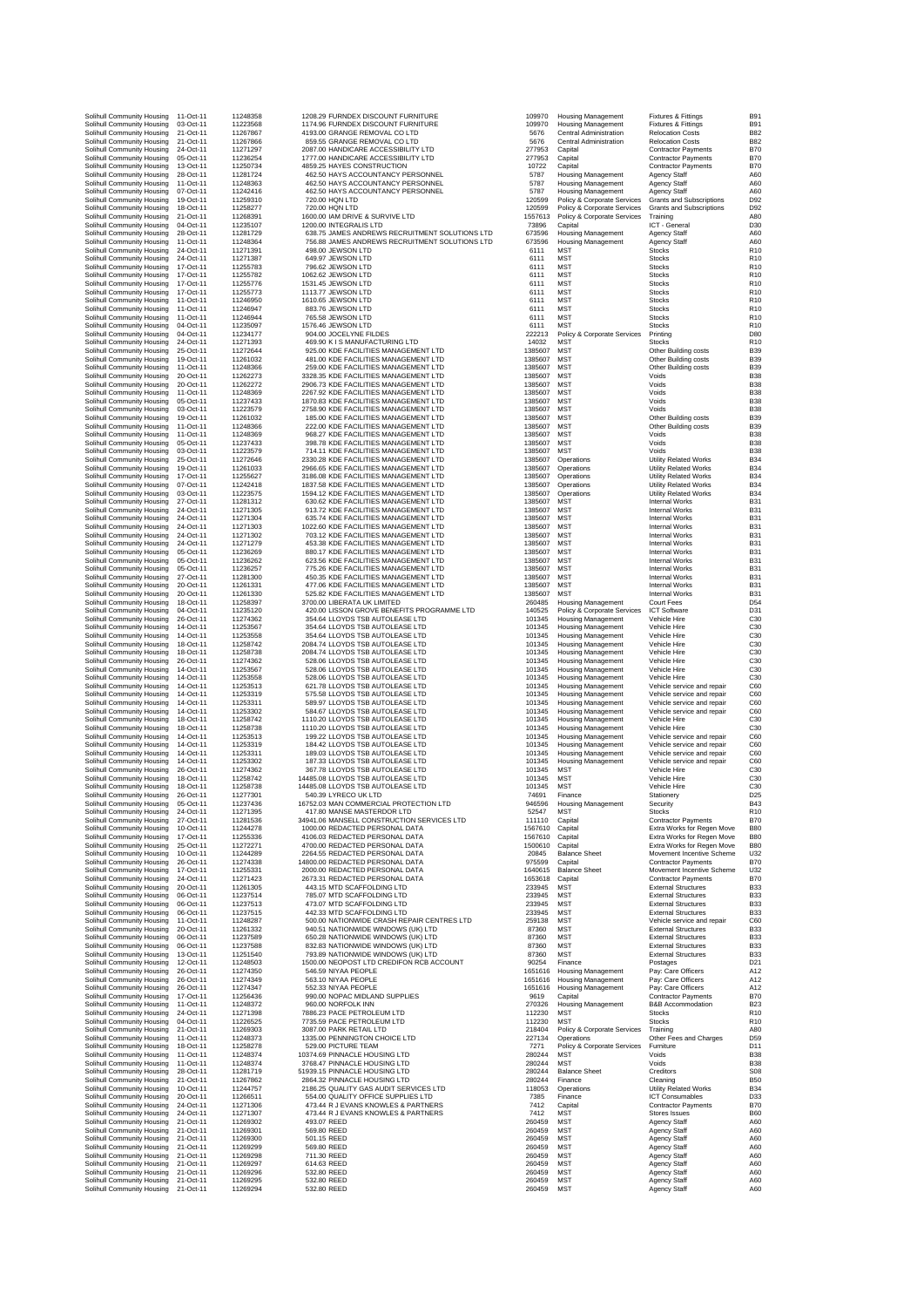| | | | | | | | | |
|---|---|---|---|---|---|---|---|---|
| Solihull Community Housing | 11-Oct-11 | 11248358 | 1208.29 | FURNDEX DISCOUNT FURNITURE | 109970 | Housing Management | Fixtures & Fittings | B91 |
| Solihull Community Housing | 03-Oct-11 | 11223568 | 1174.96 | FURNDEX DISCOUNT FURNITURE | 109970 | Housing Management | Fixtures & Fittings | B91 |
| Solihull Community Housing | 21-Oct-11 | 11267867 | 4193.00 | GRANGE REMOVAL CO LTD | 5676 | Central Administration | Relocation Costs | B82 |
| Solihull Community Housing | 21-Oct-11 | 11267866 | 859.55 | GRANGE REMOVAL CO LTD | 5676 | Central Administration | Relocation Costs | B82 |
| Solihull Community Housing | 24-Oct-11 | 11271297 | 2087.00 | HANDICARE ACCESSIBILITY LTD | 277953 | Capital | Contractor Payments | B70 |
| Solihull Community Housing | 05-Oct-11 | 11236254 | 1777.00 | HANDICARE ACCESSIBILITY LTD | 277953 | Capital | Contractor Payments | B70 |
| Solihull Community Housing | 13-Oct-11 | 11250734 | 4859.25 | HAYES CONSTRUCTION | 10722 | Capital | Contractor Payments | B70 |
| Solihull Community Housing | 28-Oct-11 | 11281724 | 462.50 | HAYS ACCOUNTANCY PERSONNEL | 5787 | Housing Management | Agency Staff | A60 |
| Solihull Community Housing | 11-Oct-11 | 11248363 | 462.50 | HAYS ACCOUNTANCY PERSONNEL | 5787 | Housing Management | Agency Staff | A60 |
| Solihull Community Housing | 07-Oct-11 | 11242416 | 462.50 | HAYS ACCOUNTANCY PERSONNEL | 5787 | Housing Management | Agency Staff | A60 |
| Solihull Community Housing | 19-Oct-11 | 11259310 | 720.00 | HQN LTD | 120599 | Policy & Corporate Services | Grants and Subscriptions | D92 |
| Solihull Community Housing | 18-Oct-11 | 11258277 | 720.00 | HQN LTD | 120599 | Policy & Corporate Services | Grants and Subscriptions | D92 |
| Solihull Community Housing | 21-Oct-11 | 11268391 | 1600.00 | IAM DRIVE & SURVIVE LTD | 1557613 | Policy & Corporate Services | Training | A80 |
| Solihull Community Housing | 04-Oct-11 | 11235107 | 1200.00 | INTEGRALIS LTD | 73896 | Capital | ICT - General | D30 |
| Solihull Community Housing | 28-Oct-11 | 11281729 | 638.75 | JAMES ANDREWS RECRUITMENT SOLUTIONS LTD | 673596 | Housing Management | Agency Staff | A60 |
| Solihull Community Housing | 11-Oct-11 | 11248364 | 756.88 | JAMES ANDREWS RECRUITMENT SOLUTIONS LTD | 673596 | Housing Management | Agency Staff | A60 |
| Solihull Community Housing | 24-Oct-11 | 11271391 | 498.00 | JEWSON LTD | 6111 | MST | Stocks | R10 |
| Solihull Community Housing | 24-Oct-11 | 11271387 | 649.97 | JEWSON LTD | 6111 | MST | Stocks | R10 |
| Solihull Community Housing | 17-Oct-11 | 11255783 | 796.62 | JEWSON LTD | 6111 | MST | Stocks | R10 |
| Solihull Community Housing | 17-Oct-11 | 11255782 | 1062.62 | JEWSON LTD | 6111 | MST | Stocks | R10 |
| Solihull Community Housing | 17-Oct-11 | 11255776 | 1531.45 | JEWSON LTD | 6111 | MST | Stocks | R10 |
| Solihull Community Housing | 17-Oct-11 | 11255773 | 1113.77 | JEWSON LTD | 6111 | MST | Stocks | R10 |
| Solihull Community Housing | 11-Oct-11 | 11246950 | 1610.65 | JEWSON LTD | 6111 | MST | Stocks | R10 |
| Solihull Community Housing | 11-Oct-11 | 11246947 | 883.76 | JEWSON LTD | 6111 | MST | Stocks | R10 |
| Solihull Community Housing | 11-Oct-11 | 11246944 | 765.58 | JEWSON LTD | 6111 | MST | Stocks | R10 |
| Solihull Community Housing | 04-Oct-11 | 11235097 | 1576.46 | JEWSON LTD | 6111 | MST | Stocks | R10 |
| Solihull Community Housing | 04-Oct-11 | 11234177 | 904.00 | JOCELYNE FILDES | 222213 | Policy & Corporate Services | Printing | D80 |
| Solihull Community Housing | 24-Oct-11 | 11271393 | 469.90 | K I S MANUFACTURING LTD | 14032 | MST | Stocks | R10 |
| Solihull Community Housing | 25-Oct-11 | 11272644 | 925.00 | KDE FACILITIES MANAGEMENT LTD | 1385607 | MST | Other Building costs | B39 |
| Solihull Community Housing | 19-Oct-11 | 11261032 | 481.00 | KDE FACILITIES MANAGEMENT LTD | 1385607 | MST | Other Building costs | B39 |
| Solihull Community Housing | 11-Oct-11 | 11248366 | 259.00 | KDE FACILITIES MANAGEMENT LTD | 1385607 | MST | Other Building costs | B39 |
| Solihull Community Housing | 20-Oct-11 | 11262273 | 3328.35 | KDE FACILITIES MANAGEMENT LTD | 1385607 | MST | Voids | B38 |
| Solihull Community Housing | 20-Oct-11 | 11262272 | 2906.73 | KDE FACILITIES MANAGEMENT LTD | 1385607 | MST | Voids | B38 |
| Solihull Community Housing | 11-Oct-11 | 11248369 | 2267.92 | KDE FACILITIES MANAGEMENT LTD | 1385607 | MST | Voids | B38 |
| Solihull Community Housing | 05-Oct-11 | 11237433 | 1870.83 | KDE FACILITIES MANAGEMENT LTD | 1385607 | MST | Voids | B38 |
| Solihull Community Housing | 03-Oct-11 | 11223579 | 2758.90 | KDE FACILITIES MANAGEMENT LTD | 1385607 | MST | Voids | B38 |
| Solihull Community Housing | 19-Oct-11 | 11261032 | 185.00 | KDE FACILITIES MANAGEMENT LTD | 1385607 | MST | Other Building costs | B39 |
| Solihull Community Housing | 11-Oct-11 | 11248366 | 222.00 | KDE FACILITIES MANAGEMENT LTD | 1385607 | MST | Other Building costs | B39 |
| Solihull Community Housing | 11-Oct-11 | 11248369 | 968.27 | KDE FACILITIES MANAGEMENT LTD | 1385607 | MST | Voids | B38 |
| Solihull Community Housing | 05-Oct-11 | 11237433 | 398.78 | KDE FACILITIES MANAGEMENT LTD | 1385607 | MST | Voids | B38 |
| Solihull Community Housing | 03-Oct-11 | 11223579 | 714.11 | KDE FACILITIES MANAGEMENT LTD | 1385607 | MST | Voids | B38 |
| Solihull Community Housing | 25-Oct-11 | 11272646 | 2330.28 | KDE FACILITIES MANAGEMENT LTD | 1385607 | Operations | Utility Related Works | B34 |
| Solihull Community Housing | 19-Oct-11 | 11261033 | 2966.65 | KDE FACILITIES MANAGEMENT LTD | 1385607 | Operations | Utility Related Works | B34 |
| Solihull Community Housing | 17-Oct-11 | 11255627 | 3186.08 | KDE FACILITIES MANAGEMENT LTD | 1385607 | Operations | Utility Related Works | B34 |
| Solihull Community Housing | 07-Oct-11 | 11242418 | 1837.58 | KDE FACILITIES MANAGEMENT LTD | 1385607 | Operations | Utility Related Works | B34 |
| Solihull Community Housing | 03-Oct-11 | 11223575 | 1594.12 | KDE FACILITIES MANAGEMENT LTD | 1385607 | Operations | Utility Related Works | B34 |
| Solihull Community Housing | 27-Oct-11 | 11281312 | 630.62 | KDE FACILITIES MANAGEMENT LTD | 1385607 | MST | Internal Works | B31 |
| Solihull Community Housing | 24-Oct-11 | 11271305 | 913.72 | KDE FACILITIES MANAGEMENT LTD | 1385607 | MST | Internal Works | B31 |
| Solihull Community Housing | 24-Oct-11 | 11271304 | 635.74 | KDE FACILITIES MANAGEMENT LTD | 1385607 | MST | Internal Works | B31 |
| Solihull Community Housing | 24-Oct-11 | 11271303 | 1022.60 | KDE FACILITIES MANAGEMENT LTD | 1385607 | MST | Internal Works | B31 |
| Solihull Community Housing | 24-Oct-11 | 11271302 | 703.12 | KDE FACILITIES MANAGEMENT LTD | 1385607 | MST | Internal Works | B31 |
| Solihull Community Housing | 24-Oct-11 | 11271279 | 453.38 | KDE FACILITIES MANAGEMENT LTD | 1385607 | MST | Internal Works | B31 |
| Solihull Community Housing | 05-Oct-11 | 11236269 | 880.17 | KDE FACILITIES MANAGEMENT LTD | 1385607 | MST | Internal Works | B31 |
| Solihull Community Housing | 05-Oct-11 | 11236262 | 623.56 | KDE FACILITIES MANAGEMENT LTD | 1385607 | MST | Internal Works | B31 |
| Solihull Community Housing | 05-Oct-11 | 11236257 | 775.26 | KDE FACILITIES MANAGEMENT LTD | 1385607 | MST | Internal Works | B31 |
| Solihull Community Housing | 27-Oct-11 | 11281300 | 450.35 | KDE FACILITIES MANAGEMENT LTD | 1385607 | MST | Internal Works | B31 |
| Solihull Community Housing | 20-Oct-11 | 11261331 | 477.06 | KDE FACILITIES MANAGEMENT LTD | 1385607 | MST | Internal Works | B31 |
| Solihull Community Housing | 20-Oct-11 | 11261330 | 525.82 | KDE FACILITIES MANAGEMENT LTD | 1385607 | MST | Internal Works | B31 |
| Solihull Community Housing | 18-Oct-11 | 11258397 | 3700.00 | LIBERATA UK LIMITED | 260485 | Housing Management | Court Fees | D54 |
| Solihull Community Housing | 04-Oct-11 | 11235120 | 420.00 | LISSON GROVE BENEFITS PROGRAMME LTD | 140525 | Policy & Corporate Services | ICT Software | D31 |
| Solihull Community Housing | 26-Oct-11 | 11274362 | 354.64 | LLOYDS TSB AUTOLEASE LTD | 101345 | Housing Management | Vehicle Hire | C30 |
| Solihull Community Housing | 14-Oct-11 | 11253567 | 354.64 | LLOYDS TSB AUTOLEASE LTD | 101345 | Housing Management | Vehicle Hire | C30 |
| Solihull Community Housing | 14-Oct-11 | 11253558 | 354.64 | LLOYDS TSB AUTOLEASE LTD | 101345 | Housing Management | Vehicle Hire | C30 |
| Solihull Community Housing | 18-Oct-11 | 11258742 | 2084.74 | LLOYDS TSB AUTOLEASE LTD | 101345 | Housing Management | Vehicle Hire | C30 |
| Solihull Community Housing | 18-Oct-11 | 11258738 | 2084.74 | LLOYDS TSB AUTOLEASE LTD | 101345 | Housing Management | Vehicle Hire | C30 |
| Solihull Community Housing | 26-Oct-11 | 11274362 | 528.06 | LLOYDS TSB AUTOLEASE LTD | 101345 | Housing Management | Vehicle Hire | C30 |
| Solihull Community Housing | 14-Oct-11 | 11253567 | 528.06 | LLOYDS TSB AUTOLEASE LTD | 101345 | Housing Management | Vehicle Hire | C30 |
| Solihull Community Housing | 14-Oct-11 | 11253558 | 528.06 | LLOYDS TSB AUTOLEASE LTD | 101345 | Housing Management | Vehicle Hire | C30 |
| Solihull Community Housing | 14-Oct-11 | 11253513 | 621.78 | LLOYDS TSB AUTOLEASE LTD | 101345 | Housing Management | Vehicle service and repair | C60 |
| Solihull Community Housing | 14-Oct-11 | 11253319 | 575.58 | LLOYDS TSB AUTOLEASE LTD | 101345 | Housing Management | Vehicle service and repair | C60 |
| Solihull Community Housing | 14-Oct-11 | 11253311 | 589.97 | LLOYDS TSB AUTOLEASE LTD | 101345 | Housing Management | Vehicle service and repair | C60 |
| Solihull Community Housing | 14-Oct-11 | 11253302 | 584.67 | LLOYDS TSB AUTOLEASE LTD | 101345 | Housing Management | Vehicle service and repair | C60 |
| Solihull Community Housing | 18-Oct-11 | 11258742 | 1110.20 | LLOYDS TSB AUTOLEASE LTD | 101345 | Housing Management | Vehicle Hire | C30 |
| Solihull Community Housing | 18-Oct-11 | 11258738 | 1110.20 | LLOYDS TSB AUTOLEASE LTD | 101345 | Housing Management | Vehicle Hire | C30 |
| Solihull Community Housing | 14-Oct-11 | 11253513 | 199.22 | LLOYDS TSB AUTOLEASE LTD | 101345 | Housing Management | Vehicle service and repair | C60 |
| Solihull Community Housing | 14-Oct-11 | 11253319 | 184.42 | LLOYDS TSB AUTOLEASE LTD | 101345 | Housing Management | Vehicle service and repair | C60 |
| Solihull Community Housing | 14-Oct-11 | 11253311 | 189.03 | LLOYDS TSB AUTOLEASE LTD | 101345 | Housing Management | Vehicle service and repair | C60 |
| Solihull Community Housing | 14-Oct-11 | 11253302 | 187.33 | LLOYDS TSB AUTOLEASE LTD | 101345 | Housing Management | Vehicle service and repair | C60 |
| Solihull Community Housing | 26-Oct-11 | 11274362 | 367.78 | LLOYDS TSB AUTOLEASE LTD | 101345 | MST | Vehicle Hire | C30 |
| Solihull Community Housing | 18-Oct-11 | 11258742 | 14485.08 | LLOYDS TSB AUTOLEASE LTD | 101345 | MST | Vehicle Hire | C30 |
| Solihull Community Housing | 18-Oct-11 | 11258738 | 14485.08 | LLOYDS TSB AUTOLEASE LTD | 101345 | MST | Vehicle Hire | C30 |
| Solihull Community Housing | 26-Oct-11 | 11277301 | 540.39 | LYRECO UK LTD | 74691 | Finance | Stationery | D25 |
| Solihull Community Housing | 05-Oct-11 | 11237436 | 16752.03 | MAN COMMERCIAL PROTECTION LTD | 946596 | Housing Management | Security | B43 |
| Solihull Community Housing | 24-Oct-11 | 11271395 | 417.80 | MANSE MASTERDOR LTD | 52547 | MST | Stocks | R10 |
| Solihull Community Housing | 27-Oct-11 | 11281536 | 34941.06 | MANSELL CONSTRUCTION SERVICES LTD | 111110 | Capital | Contractor Payments | B70 |
| Solihull Community Housing | 10-Oct-11 | 11244278 | 1000.00 | REDACTED PERSONAL DATA | 1567610 | Capital | Extra Works for Regen Move | B80 |
| Solihull Community Housing | 17-Oct-11 | 11255336 | 4106.03 | REDACTED PERSONAL DATA | 1567610 | Capital | Extra Works for Regen Move | B80 |
| Solihull Community Housing | 25-Oct-11 | 11272271 | 4700.00 | REDACTED PERSONAL DATA | 1500610 | Capital | Extra Works for Regen Move | B80 |
| Solihull Community Housing | 10-Oct-11 | 11244289 | 2264.55 | REDACTED PERSONAL DATA | 20845 | Balance Sheet | Movement Incentive Scheme | U32 |
| Solihull Community Housing | 26-Oct-11 | 11274338 | 14800.00 | REDACTED PERSONAL DATA | 975599 | Capital | Contractor Payments | B70 |
| Solihull Community Housing | 17-Oct-11 | 11255331 | 2000.00 | REDACTED PERSONAL DATA | 1640615 | Balance Sheet | Movement Incentive Scheme | U32 |
| Solihull Community Housing | 24-Oct-11 | 11271423 | 2673.31 | REDACTED PERSONAL DATA | 1653618 | Capital | Contractor Payments | B70 |
| Solihull Community Housing | 20-Oct-11 | 11261305 | 443.15 | MTD SCAFFOLDING LTD | 233945 | MST | External Structures | B33 |
| Solihull Community Housing | 06-Oct-11 | 11237514 | 785.07 | MTD SCAFFOLDING LTD | 233945 | MST | External Structures | B33 |
| Solihull Community Housing | 06-Oct-11 | 11237513 | 473.07 | MTD SCAFFOLDING LTD | 233945 | MST | External Structures | B33 |
| Solihull Community Housing | 06-Oct-11 | 11237515 | 442.33 | MTD SCAFFOLDING LTD | 233945 | MST | External Structures | B33 |
| Solihull Community Housing | 11-Oct-11 | 11248287 | 500.00 | NATIONWIDE CRASH REPAIR CENTRES LTD | 259138 | MST | Vehicle service and repair | C60 |
| Solihull Community Housing | 20-Oct-11 | 11261332 | 940.51 | NATIONWIDE WINDOWS (UK) LTD | 87360 | MST | External Structures | B33 |
| Solihull Community Housing | 06-Oct-11 | 11237589 | 650.28 | NATIONWIDE WINDOWS (UK) LTD | 87360 | MST | External Structures | B33 |
| Solihull Community Housing | 06-Oct-11 | 11237588 | 832.83 | NATIONWIDE WINDOWS (UK) LTD | 87360 | MST | External Structures | B33 |
| Solihull Community Housing | 13-Oct-11 | 11251540 | 793.89 | NATIONWIDE WINDOWS (UK) LTD | 87360 | MST | External Structures | B33 |
| Solihull Community Housing | 12-Oct-11 | 11248503 | 1500.00 | NEOPOST LTD CREDIFON RCB ACCOUNT | 90254 | Finance | Postages | D21 |
| Solihull Community Housing | 26-Oct-11 | 11274350 | 546.59 | NIYAA PEOPLE | 1651616 | Housing Management | Pay: Care Officers | A12 |
| Solihull Community Housing | 26-Oct-11 | 11274349 | 563.10 | NIYAA PEOPLE | 1651616 | Housing Management | Pay: Care Officers | A12 |
| Solihull Community Housing | 26-Oct-11 | 11274347 | 552.33 | NIYAA PEOPLE | 1651616 | Housing Management | Pay: Care Officers | A12 |
| Solihull Community Housing | 17-Oct-11 | 11256436 | 990.00 | NOPAC MIDLAND SUPPLIES | 9619 | Capital | Contractor Payments | B70 |
| Solihull Community Housing | 11-Oct-11 | 11248372 | 960.00 | NORFOLK INN | 270326 | Housing Management | B&B Accommodation | B23 |
| Solihull Community Housing | 24-Oct-11 | 11271398 | 7886.23 | PACE PETROLEUM LTD | 112230 | MST | Stocks | R10 |
| Solihull Community Housing | 04-Oct-11 | 11226525 | 7735.59 | PACE PETROLEUM LTD | 112230 | MST | Stocks | R10 |
| Solihull Community Housing | 21-Oct-11 | 11269303 | 3087.00 | PARK RETAIL LTD | 218404 | Policy & Corporate Services | Training | A80 |
| Solihull Community Housing | 11-Oct-11 | 11248373 | 1335.00 | PENNINGTON CHOICE LTD | 227134 | Operations | Other Fees and Charges | D59 |
| Solihull Community Housing | 18-Oct-11 | 11258278 | 529.00 | PICTURE TEAM | 7271 | Policy & Corporate Services | Furniture | D11 |
| Solihull Community Housing | 11-Oct-11 | 11248374 | 10374.69 | PINNACLE HOUSING LTD | 280244 | MST | Voids | B38 |
| Solihull Community Housing | 11-Oct-11 | 11248374 | 3768.47 | PINNACLE HOUSING LTD | 280244 | MST | Voids | B38 |
| Solihull Community Housing | 28-Oct-11 | 11281719 | 51939.15 | PINNACLE HOUSING LTD | 280244 | Balance Sheet | Creditors | S08 |
| Solihull Community Housing | 21-Oct-11 | 11267862 | 2864.32 | PINNACLE HOUSING LTD | 280244 | Finance | Cleaning | B50 |
| Solihull Community Housing | 10-Oct-11 | 11244757 | 2186.25 | QUALITY GAS AUDIT SERVICES LTD | 118053 | Operations | Utility Related Works | B34 |
| Solihull Community Housing | 20-Oct-11 | 11266511 | 554.00 | QUALITY OFFICE SUPPLIES LTD | 7385 | Finance | ICT Consumables | D33 |
| Solihull Community Housing | 24-Oct-11 | 11271306 | 473.44 | R J EVANS KNOWLES & PARTNERS | 7412 | Capital | Contractor Payments | B70 |
| Solihull Community Housing | 24-Oct-11 | 11271307 | 473.44 | R J EVANS KNOWLES & PARTNERS | 7412 | MST | Stores Issues | B60 |
| Solihull Community Housing | 21-Oct-11 | 11269302 | 493.07 | REED | 260459 | MST | Agency Staff | A60 |
| Solihull Community Housing | 21-Oct-11 | 11269301 | 569.80 | REED | 260459 | MST | Agency Staff | A60 |
| Solihull Community Housing | 21-Oct-11 | 11269300 | 501.15 | REED | 260459 | MST | Agency Staff | A60 |
| Solihull Community Housing | 21-Oct-11 | 11269299 | 569.80 | REED | 260459 | MST | Agency Staff | A60 |
| Solihull Community Housing | 21-Oct-11 | 11269298 | 711.30 | REED | 260459 | MST | Agency Staff | A60 |
| Solihull Community Housing | 21-Oct-11 | 11269297 | 614.63 | REED | 260459 | MST | Agency Staff | A60 |
| Solihull Community Housing | 21-Oct-11 | 11269296 | 532.80 | REED | 260459 | MST | Agency Staff | A60 |
| Solihull Community Housing | 21-Oct-11 | 11269295 | 532.80 | REED | 260459 | MST | Agency Staff | A60 |
| Solihull Community Housing | 21-Oct-11 | 11269294 | 532.80 | REED | 260459 | MST | Agency Staff | A60 |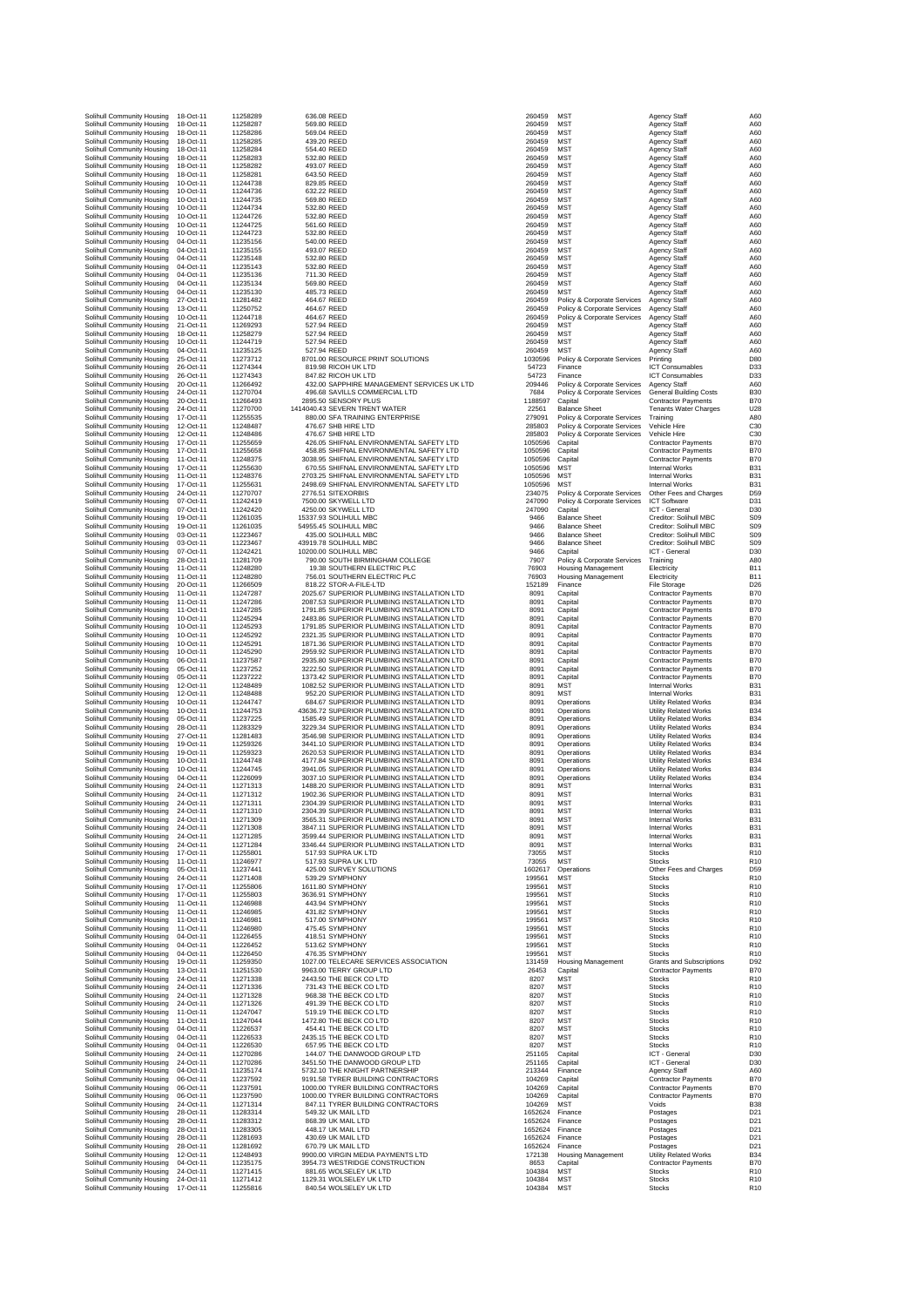| | | | | | | | | |
|---|---|---|---|---|---|---|---|---|
| Solihull Community Housing | 18-Oct-11 | 11258289 | 636.08 | REED | 260459 | MST | Agency Staff | A60 |
| Solihull Community Housing | 18-Oct-11 | 11258287 | 569.80 | REED | 260459 | MST | Agency Staff | A60 |
| Solihull Community Housing | 18-Oct-11 | 11258286 | 569.04 | REED | 260459 | MST | Agency Staff | A60 |
| Solihull Community Housing | 18-Oct-11 | 11258285 | 439.20 | REED | 260459 | MST | Agency Staff | A60 |
| Solihull Community Housing | 18-Oct-11 | 11258284 | 554.40 | REED | 260459 | MST | Agency Staff | A60 |
| Solihull Community Housing | 18-Oct-11 | 11258283 | 532.80 | REED | 260459 | MST | Agency Staff | A60 |
| Solihull Community Housing | 18-Oct-11 | 11258282 | 493.07 | REED | 260459 | MST | Agency Staff | A60 |
| Solihull Community Housing | 18-Oct-11 | 11258281 | 643.50 | REED | 260459 | MST | Agency Staff | A60 |
| Solihull Community Housing | 10-Oct-11 | 11244738 | 829.85 | REED | 260459 | MST | Agency Staff | A60 |
| Solihull Community Housing | 10-Oct-11 | 11244736 | 632.22 | REED | 260459 | MST | Agency Staff | A60 |
| Solihull Community Housing | 10-Oct-11 | 11244735 | 569.80 | REED | 260459 | MST | Agency Staff | A60 |
| Solihull Community Housing | 10-Oct-11 | 11244734 | 532.80 | REED | 260459 | MST | Agency Staff | A60 |
| Solihull Community Housing | 10-Oct-11 | 11244726 | 532.80 | REED | 260459 | MST | Agency Staff | A60 |
| Solihull Community Housing | 10-Oct-11 | 11244725 | 561.60 | REED | 260459 | MST | Agency Staff | A60 |
| Solihull Community Housing | 10-Oct-11 | 11244723 | 532.80 | REED | 260459 | MST | Agency Staff | A60 |
| Solihull Community Housing | 04-Oct-11 | 11235156 | 540.00 | REED | 260459 | MST | Agency Staff | A60 |
| Solihull Community Housing | 04-Oct-11 | 11235155 | 493.07 | REED | 260459 | MST | Agency Staff | A60 |
| Solihull Community Housing | 04-Oct-11 | 11235148 | 532.80 | REED | 260459 | MST | Agency Staff | A60 |
| Solihull Community Housing | 04-Oct-11 | 11235143 | 532.80 | REED | 260459 | MST | Agency Staff | A60 |
| Solihull Community Housing | 04-Oct-11 | 11235136 | 711.30 | REED | 260459 | MST | Agency Staff | A60 |
| Solihull Community Housing | 04-Oct-11 | 11235134 | 569.80 | REED | 260459 | MST | Agency Staff | A60 |
| Solihull Community Housing | 04-Oct-11 | 11235130 | 485.73 | REED | 260459 | MST | Agency Staff | A60 |
| Solihull Community Housing | 27-Oct-11 | 11281482 | 464.67 | REED | 260459 | Policy & Corporate Services | Agency Staff | A60 |
| Solihull Community Housing | 13-Oct-11 | 11250752 | 464.67 | REED | 260459 | Policy & Corporate Services | Agency Staff | A60 |
| Solihull Community Housing | 10-Oct-11 | 11244718 | 464.67 | REED | 260459 | Policy & Corporate Services | Agency Staff | A60 |
| Solihull Community Housing | 21-Oct-11 | 11269293 | 527.94 | REED | 260459 | MST | Agency Staff | A60 |
| Solihull Community Housing | 18-Oct-11 | 11258279 | 527.94 | REED | 260459 | MST | Agency Staff | A60 |
| Solihull Community Housing | 10-Oct-11 | 11244719 | 527.94 | REED | 260459 | MST | Agency Staff | A60 |
| Solihull Community Housing | 04-Oct-11 | 11235125 | 527.94 | REED | 260459 | MST | Agency Staff | A60 |
| Solihull Community Housing | 25-Oct-11 | 11273712 | 8701.00 | RESOURCE PRINT SOLUTIONS | 1030596 | Policy & Corporate Services | Printing | D80 |
| Solihull Community Housing | 26-Oct-11 | 11274344 | 819.98 | RICOH UK LTD | 54723 | Finance | ICT Consumables | D33 |
| Solihull Community Housing | 26-Oct-11 | 11274343 | 847.82 | RICOH UK LTD | 54723 | Finance | ICT Consumables | D33 |
| Solihull Community Housing | 20-Oct-11 | 11266492 | 432.00 | SAPPHIRE MANAGEMENT SERVICES UK LTD | 209446 | Policy & Corporate Services | Agency Staff | A60 |
| Solihull Community Housing | 24-Oct-11 | 11270704 | 496.68 | SAVILLS COMMERCIAL LTD | 7684 | Policy & Corporate Services | General Building Costs | B30 |
| Solihull Community Housing | 20-Oct-11 | 11266493 | 2895.50 | SENSORY PLUS | 1188597 | Capital | Contractor Payments | B70 |
| Solihull Community Housing | 24-Oct-11 | 11270700 | 1414040.43 | SEVERN TRENT WATER | 22561 | Balance Sheet | Tenants Water Charges | U28 |
| Solihull Community Housing | 17-Oct-11 | 11255535 | 880.00 | SFA TRAINING ENTERPRISE | 279091 | Policy & Corporate Services | Training | A80 |
| Solihull Community Housing | 12-Oct-11 | 11248487 | 476.67 | SHB HIRE LTD | 285803 | Policy & Corporate Services | Vehicle Hire | C30 |
| Solihull Community Housing | 12-Oct-11 | 11248486 | 476.67 | SHB HIRE LTD | 285803 | Policy & Corporate Services | Vehicle Hire | C30 |
| Solihull Community Housing | 17-Oct-11 | 11255659 | 426.05 | SHIFNAL ENVIRONMENTAL SAFETY LTD | 1050596 | Capital | Contractor Payments | B70 |
| Solihull Community Housing | 17-Oct-11 | 11255658 | 458.85 | SHIFNAL ENVIRONMENTAL SAFETY LTD | 1050596 | Capital | Contractor Payments | B70 |
| Solihull Community Housing | 11-Oct-11 | 11248375 | 3038.95 | SHIFNAL ENVIRONMENTAL SAFETY LTD | 1050596 | Capital | Contractor Payments | B70 |
| Solihull Community Housing | 17-Oct-11 | 11255630 | 670.55 | SHIFNAL ENVIRONMENTAL SAFETY LTD | 1050596 | MST | Internal Works | B31 |
| Solihull Community Housing | 11-Oct-11 | 11248376 | 2703.25 | SHIFNAL ENVIRONMENTAL SAFETY LTD | 1050596 | MST | Internal Works | B31 |
| Solihull Community Housing | 17-Oct-11 | 11255631 | 2498.69 | SHIFNAL ENVIRONMENTAL SAFETY LTD | 1050596 | MST | Internal Works | B31 |
| Solihull Community Housing | 24-Oct-11 | 11270707 | 2776.51 | SITEXORBIS | 234075 | Policy & Corporate Services | Other Fees and Charges | D59 |
| Solihull Community Housing | 07-Oct-11 | 11242419 | 7500.00 | SKYWELL LTD | 247090 | Policy & Corporate Services | ICT Software | D31 |
| Solihull Community Housing | 07-Oct-11 | 11242420 | 4250.00 | SKYWELL LTD | 247090 | Capital | ICT - General | D30 |
| Solihull Community Housing | 19-Oct-11 | 11261035 | 15337.93 | SOLIHULL MBC | 9466 | Balance Sheet | Creditor: Solihull MBC | S09 |
| Solihull Community Housing | 19-Oct-11 | 11261035 | 54955.45 | SOLIHULL MBC | 9466 | Balance Sheet | Creditor: Solihull MBC | S09 |
| Solihull Community Housing | 03-Oct-11 | 11223467 | 435.00 | SOLIHULL MBC | 9466 | Balance Sheet | Creditor: Solihull MBC | S09 |
| Solihull Community Housing | 03-Oct-11 | 11223467 | 43919.78 | SOLIHULL MBC | 9466 | Balance Sheet | Creditor: Solihull MBC | S09 |
| Solihull Community Housing | 07-Oct-11 | 11242421 | 10200.00 | SOLIHULL MBC | 9466 | Capital | ICT - General | D30 |
| Solihull Community Housing | 28-Oct-11 | 11281709 | 790.00 | SOUTH BIRMINGHAM COLLEGE | 7907 | Policy & Corporate Services | Training | A80 |
| Solihull Community Housing | 11-Oct-11 | 11248280 | 19.38 | SOUTHERN ELECTRIC PLC | 76903 | Housing Management | Electricity | B11 |
| Solihull Community Housing | 11-Oct-11 | 11248280 | 756.01 | SOUTHERN ELECTRIC PLC | 76903 | Housing Management | Electricity | B11 |
| Solihull Community Housing | 20-Oct-11 | 11266509 | 818.22 | STOR-A-FILE-LTD | 152189 | Finance | File Storage | D26 |
| Solihull Community Housing | 11-Oct-11 | 11247287 | 2025.67 | SUPERIOR PLUMBING INSTALLATION LTD | 8091 | Capital | Contractor Payments | B70 |
| Solihull Community Housing | 11-Oct-11 | 11247286 | 2087.53 | SUPERIOR PLUMBING INSTALLATION LTD | 8091 | Capital | Contractor Payments | B70 |
| Solihull Community Housing | 11-Oct-11 | 11247285 | 1791.85 | SUPERIOR PLUMBING INSTALLATION LTD | 8091 | Capital | Contractor Payments | B70 |
| Solihull Community Housing | 10-Oct-11 | 11245294 | 2483.86 | SUPERIOR PLUMBING INSTALLATION LTD | 8091 | Capital | Contractor Payments | B70 |
| Solihull Community Housing | 10-Oct-11 | 11245293 | 1791.85 | SUPERIOR PLUMBING INSTALLATION LTD | 8091 | Capital | Contractor Payments | B70 |
| Solihull Community Housing | 10-Oct-11 | 11245292 | 2321.35 | SUPERIOR PLUMBING INSTALLATION LTD | 8091 | Capital | Contractor Payments | B70 |
| Solihull Community Housing | 10-Oct-11 | 11245291 | 1871.36 | SUPERIOR PLUMBING INSTALLATION LTD | 8091 | Capital | Contractor Payments | B70 |
| Solihull Community Housing | 10-Oct-11 | 11245290 | 2959.92 | SUPERIOR PLUMBING INSTALLATION LTD | 8091 | Capital | Contractor Payments | B70 |
| Solihull Community Housing | 06-Oct-11 | 11237587 | 2935.80 | SUPERIOR PLUMBING INSTALLATION LTD | 8091 | Capital | Contractor Payments | B70 |
| Solihull Community Housing | 05-Oct-11 | 11237252 | 3222.50 | SUPERIOR PLUMBING INSTALLATION LTD | 8091 | Capital | Contractor Payments | B70 |
| Solihull Community Housing | 05-Oct-11 | 11237222 | 1373.42 | SUPERIOR PLUMBING INSTALLATION LTD | 8091 | Capital | Contractor Payments | B70 |
| Solihull Community Housing | 12-Oct-11 | 11248489 | 1082.52 | SUPERIOR PLUMBING INSTALLATION LTD | 8091 | MST | Internal Works | B31 |
| Solihull Community Housing | 12-Oct-11 | 11248488 | 952.20 | SUPERIOR PLUMBING INSTALLATION LTD | 8091 | MST | Internal Works | B31 |
| Solihull Community Housing | 10-Oct-11 | 11244747 | 684.67 | SUPERIOR PLUMBING INSTALLATION LTD | 8091 | Operations | Utility Related Works | B34 |
| Solihull Community Housing | 10-Oct-11 | 11244753 | 43636.72 | SUPERIOR PLUMBING INSTALLATION LTD | 8091 | Operations | Utility Related Works | B34 |
| Solihull Community Housing | 05-Oct-11 | 11237225 | 1585.49 | SUPERIOR PLUMBING INSTALLATION LTD | 8091 | Operations | Utility Related Works | B34 |
| Solihull Community Housing | 28-Oct-11 | 11283329 | 3229.34 | SUPERIOR PLUMBING INSTALLATION LTD | 8091 | Operations | Utility Related Works | B34 |
| Solihull Community Housing | 27-Oct-11 | 11281483 | 3546.98 | SUPERIOR PLUMBING INSTALLATION LTD | 8091 | Operations | Utility Related Works | B34 |
| Solihull Community Housing | 19-Oct-11 | 11259326 | 3441.10 | SUPERIOR PLUMBING INSTALLATION LTD | 8091 | Operations | Utility Related Works | B34 |
| Solihull Community Housing | 19-Oct-11 | 11259323 | 2620.53 | SUPERIOR PLUMBING INSTALLATION LTD | 8091 | Operations | Utility Related Works | B34 |
| Solihull Community Housing | 10-Oct-11 | 11244748 | 4177.84 | SUPERIOR PLUMBING INSTALLATION LTD | 8091 | Operations | Utility Related Works | B34 |
| Solihull Community Housing | 10-Oct-11 | 11244745 | 3941.05 | SUPERIOR PLUMBING INSTALLATION LTD | 8091 | Operations | Utility Related Works | B34 |
| Solihull Community Housing | 04-Oct-11 | 11226099 | 3037.10 | SUPERIOR PLUMBING INSTALLATION LTD | 8091 | Operations | Utility Related Works | B34 |
| Solihull Community Housing | 24-Oct-11 | 11271313 | 1488.20 | SUPERIOR PLUMBING INSTALLATION LTD | 8091 | MST | Internal Works | B31 |
| Solihull Community Housing | 24-Oct-11 | 11271312 | 1902.36 | SUPERIOR PLUMBING INSTALLATION LTD | 8091 | MST | Internal Works | B31 |
| Solihull Community Housing | 24-Oct-11 | 11271311 | 2304.39 | SUPERIOR PLUMBING INSTALLATION LTD | 8091 | MST | Internal Works | B31 |
| Solihull Community Housing | 24-Oct-11 | 11271310 | 2304.39 | SUPERIOR PLUMBING INSTALLATION LTD | 8091 | MST | Internal Works | B31 |
| Solihull Community Housing | 24-Oct-11 | 11271309 | 3565.31 | SUPERIOR PLUMBING INSTALLATION LTD | 8091 | MST | Internal Works | B31 |
| Solihull Community Housing | 24-Oct-11 | 11271308 | 3847.11 | SUPERIOR PLUMBING INSTALLATION LTD | 8091 | MST | Internal Works | B31 |
| Solihull Community Housing | 24-Oct-11 | 11271285 | 3599.44 | SUPERIOR PLUMBING INSTALLATION LTD | 8091 | MST | Internal Works | B31 |
| Solihull Community Housing | 24-Oct-11 | 11271284 | 3346.44 | SUPERIOR PLUMBING INSTALLATION LTD | 8091 | MST | Internal Works | B31 |
| Solihull Community Housing | 17-Oct-11 | 11255801 | 517.93 | SUPRA UK LTD | 73055 | MST | Stocks | R10 |
| Solihull Community Housing | 11-Oct-11 | 11246977 | 517.93 | SUPRA UK LTD | 73055 | MST | Stocks | R10 |
| Solihull Community Housing | 05-Oct-11 | 11237441 | 425.00 | SURVEY SOLUTIONS | 1602617 | Operations | Other Fees and Charges | D59 |
| Solihull Community Housing | 24-Oct-11 | 11271408 | 539.29 | SYMPHONY | 199561 | MST | Stocks | R10 |
| Solihull Community Housing | 17-Oct-11 | 11255806 | 1611.80 | SYMPHONY | 199561 | MST | Stocks | R10 |
| Solihull Community Housing | 17-Oct-11 | 11255803 | 3636.91 | SYMPHONY | 199561 | MST | Stocks | R10 |
| Solihull Community Housing | 11-Oct-11 | 11246988 | 443.94 | SYMPHONY | 199561 | MST | Stocks | R10 |
| Solihull Community Housing | 11-Oct-11 | 11246985 | 431.82 | SYMPHONY | 199561 | MST | Stocks | R10 |
| Solihull Community Housing | 11-Oct-11 | 11246981 | 517.00 | SYMPHONY | 199561 | MST | Stocks | R10 |
| Solihull Community Housing | 11-Oct-11 | 11246980 | 475.45 | SYMPHONY | 199561 | MST | Stocks | R10 |
| Solihull Community Housing | 04-Oct-11 | 11226455 | 418.51 | SYMPHONY | 199561 | MST | Stocks | R10 |
| Solihull Community Housing | 04-Oct-11 | 11226452 | 513.62 | SYMPHONY | 199561 | MST | Stocks | R10 |
| Solihull Community Housing | 04-Oct-11 | 11226450 | 476.35 | SYMPHONY | 199561 | MST | Stocks | R10 |
| Solihull Community Housing | 19-Oct-11 | 11259350 | 1027.00 | TELECARE SERVICES ASSOCIATION | 131459 | Housing Management | Grants and Subscriptions | D92 |
| Solihull Community Housing | 13-Oct-11 | 11251530 | 9963.00 | TERRY GROUP LTD | 26453 | Capital | Contractor Payments | B70 |
| Solihull Community Housing | 24-Oct-11 | 11271338 | 2443.50 | THE BECK CO LTD | 8207 | MST | Stocks | R10 |
| Solihull Community Housing | 24-Oct-11 | 11271336 | 731.43 | THE BECK CO LTD | 8207 | MST | Stocks | R10 |
| Solihull Community Housing | 24-Oct-11 | 11271328 | 968.38 | THE BECK CO LTD | 8207 | MST | Stocks | R10 |
| Solihull Community Housing | 24-Oct-11 | 11271326 | 491.39 | THE BECK CO LTD | 8207 | MST | Stocks | R10 |
| Solihull Community Housing | 11-Oct-11 | 11247047 | 519.19 | THE BECK CO LTD | 8207 | MST | Stocks | R10 |
| Solihull Community Housing | 11-Oct-11 | 11247044 | 1472.80 | THE BECK CO LTD | 8207 | MST | Stocks | R10 |
| Solihull Community Housing | 04-Oct-11 | 11226537 | 454.41 | THE BECK CO LTD | 8207 | MST | Stocks | R10 |
| Solihull Community Housing | 04-Oct-11 | 11226533 | 2435.15 | THE BECK CO LTD | 8207 | MST | Stocks | R10 |
| Solihull Community Housing | 04-Oct-11 | 11226530 | 657.95 | THE BECK CO LTD | 8207 | MST | Stocks | R10 |
| Solihull Community Housing | 24-Oct-11 | 11270286 | 144.07 | THE DANWOOD GROUP LTD | 251165 | Capital | ICT - General | D30 |
| Solihull Community Housing | 24-Oct-11 | 11270286 | 3451.50 | THE DANWOOD GROUP LTD | 251165 | Capital | ICT - General | D30 |
| Solihull Community Housing | 04-Oct-11 | 11235174 | 5732.10 | THE KNIGHT PARTNERSHIP | 213344 | Finance | Agency Staff | A60 |
| Solihull Community Housing | 06-Oct-11 | 11237592 | 9191.58 | TYRER BUILDING CONTRACTORS | 104269 | Capital | Contractor Payments | B70 |
| Solihull Community Housing | 06-Oct-11 | 11237591 | 1000.00 | TYRER BUILDING CONTRACTORS | 104269 | Capital | Contractor Payments | B70 |
| Solihull Community Housing | 06-Oct-11 | 11237590 | 1000.00 | TYRER BUILDING CONTRACTORS | 104269 | Capital | Contractor Payments | B70 |
| Solihull Community Housing | 24-Oct-11 | 11271314 | 847.11 | TYRER BUILDING CONTRACTORS | 104269 | MST | Voids | B38 |
| Solihull Community Housing | 28-Oct-11 | 11283314 | 549.32 | UK MAIL LTD | 1652624 | Finance | Postages | D21 |
| Solihull Community Housing | 28-Oct-11 | 11283312 | 868.39 | UK MAIL LTD | 1652624 | Finance | Postages | D21 |
| Solihull Community Housing | 28-Oct-11 | 11283305 | 448.17 | UK MAIL LTD | 1652624 | Finance | Postages | D21 |
| Solihull Community Housing | 28-Oct-11 | 11281693 | 430.69 | UK MAIL LTD | 1652624 | Finance | Postages | D21 |
| Solihull Community Housing | 28-Oct-11 | 11281692 | 670.79 | UK MAIL LTD | 1652624 | Finance | Postages | D21 |
| Solihull Community Housing | 12-Oct-11 | 11248493 | 9900.00 | VIRGIN MEDIA PAYMENTS LTD | 172138 | Housing Management | Utility Related Works | B34 |
| Solihull Community Housing | 04-Oct-11 | 11235175 | 3954.73 | WESTRIDGE CONSTRUCTION | 8653 | Capital | Contractor Payments | B70 |
| Solihull Community Housing | 24-Oct-11 | 11271415 | 881.65 | WOLSELEY UK LTD | 104384 | MST | Stocks | R10 |
| Solihull Community Housing | 24-Oct-11 | 11271412 | 1129.31 | WOLSELEY UK LTD | 104384 | MST | Stocks | R10 |
| Solihull Community Housing | 17-Oct-11 | 11255816 | 840.54 | WOLSELEY UK LTD | 104384 | MST | Stocks | R10 |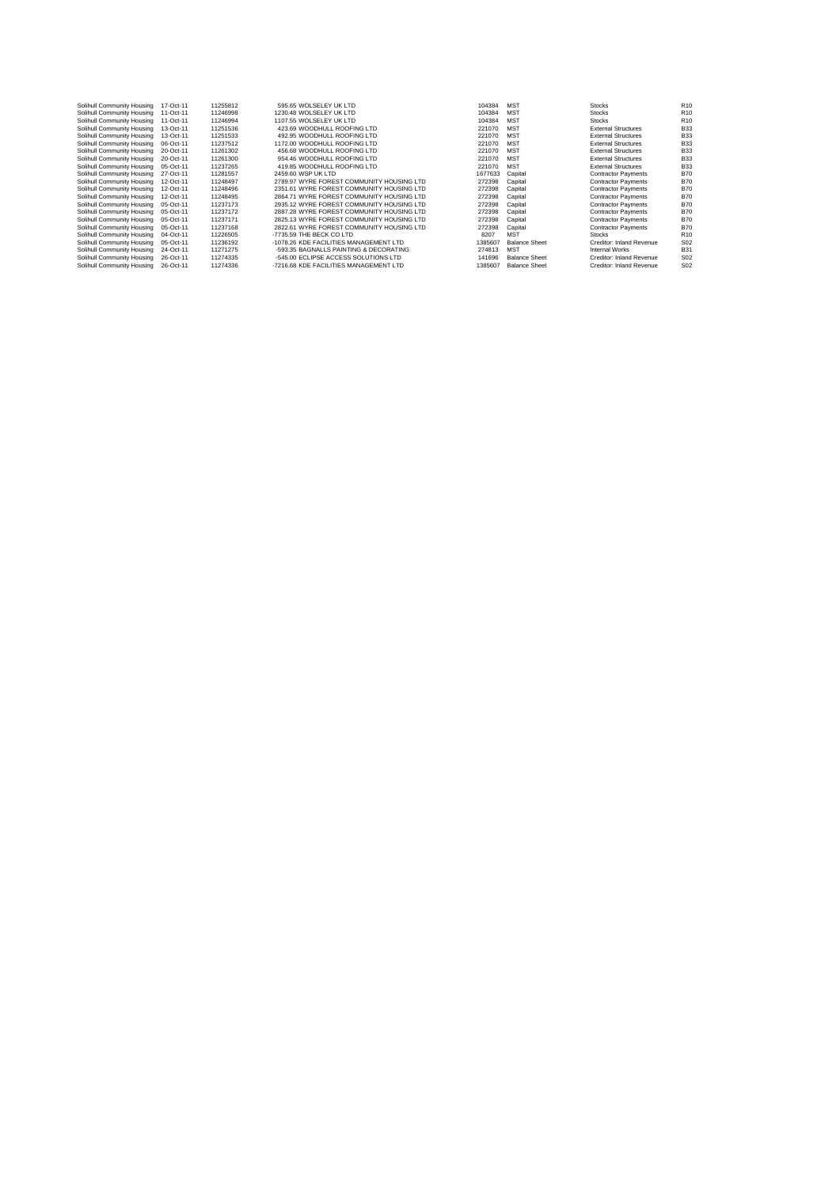| | | | | | | | | |
|---|---|---|---|---|---|---|---|---|
| Solihull Community Housing | 17-Oct-11 | 11255812 | 595.65 | WOLSELEY UK LTD | 104384 | MST | Stocks | R10 |
| Solihull Community Housing | 11-Oct-11 | 11246998 | 1230.48 | WOLSELEY UK LTD | 104384 | MST | Stocks | R10 |
| Solihull Community Housing | 11-Oct-11 | 11246994 | 1107.55 | WOLSELEY UK LTD | 104384 | MST | Stocks | R10 |
| Solihull Community Housing | 13-Oct-11 | 11251536 | 423.69 | WOODHULL ROOFING LTD | 221070 | MST | External Structures | B33 |
| Solihull Community Housing | 13-Oct-11 | 11251533 | 492.95 | WOODHULL ROOFING LTD | 221070 | MST | External Structures | B33 |
| Solihull Community Housing | 06-Oct-11 | 11237512 | 1172.00 | WOODHULL ROOFING LTD | 221070 | MST | External Structures | B33 |
| Solihull Community Housing | 20-Oct-11 | 11261302 | 456.68 | WOODHULL ROOFING LTD | 221070 | MST | External Structures | B33 |
| Solihull Community Housing | 20-Oct-11 | 11261300 | 954.46 | WOODHULL ROOFING LTD | 221070 | MST | External Structures | B33 |
| Solihull Community Housing | 05-Oct-11 | 11237265 | 419.85 | WOODHULL ROOFING LTD | 221070 | MST | External Structures | B33 |
| Solihull Community Housing | 27-Oct-11 | 11281557 | 2459.60 | WSP UK LTD | 1677633 | Capital | Contractor Payments | B70 |
| Solihull Community Housing | 12-Oct-11 | 11248497 | 2789.97 | WYRE FOREST COMMUNITY HOUSING LTD | 272398 | Capital | Contractor Payments | B70 |
| Solihull Community Housing | 12-Oct-11 | 11248496 | 2351.61 | WYRE FOREST COMMUNITY HOUSING LTD | 272398 | Capital | Contractor Payments | B70 |
| Solihull Community Housing | 12-Oct-11 | 11248495 | 2864.71 | WYRE FOREST COMMUNITY HOUSING LTD | 272398 | Capital | Contractor Payments | B70 |
| Solihull Community Housing | 05-Oct-11 | 11237173 | 2935.12 | WYRE FOREST COMMUNITY HOUSING LTD | 272398 | Capital | Contractor Payments | B70 |
| Solihull Community Housing | 05-Oct-11 | 11237172 | 2887.28 | WYRE FOREST COMMUNITY HOUSING LTD | 272398 | Capital | Contractor Payments | B70 |
| Solihull Community Housing | 05-Oct-11 | 11237171 | 2825.13 | WYRE FOREST COMMUNITY HOUSING LTD | 272398 | Capital | Contractor Payments | B70 |
| Solihull Community Housing | 05-Oct-11 | 11237168 | 2822.61 | WYRE FOREST COMMUNITY HOUSING LTD | 272398 | Capital | Contractor Payments | B70 |
| Solihull Community Housing | 04-Oct-11 | 11226505 | -7735.59 | THE BECK CO LTD | 8207 | MST | Stocks | R10 |
| Solihull Community Housing | 05-Oct-11 | 11236192 | -1078.26 | KDE FACILITIES MANAGEMENT LTD | 1385607 | Balance Sheet | Creditor: Inland Revenue | S02 |
| Solihull Community Housing | 24-Oct-11 | 11271275 | -593.35 | BAGNALLS PAINTING & DECORATING | 274813 | MST | Internal Works | B31 |
| Solihull Community Housing | 26-Oct-11 | 11274335 | -545.00 | ECLIPSE ACCESS SOLUTIONS LTD | 141696 | Balance Sheet | Creditor: Inland Revenue | S02 |
| Solihull Community Housing | 26-Oct-11 | 11274336 | -7216.68 | KDE FACILITIES MANAGEMENT LTD | 1385607 | Balance Sheet | Creditor: Inland Revenue | S02 |